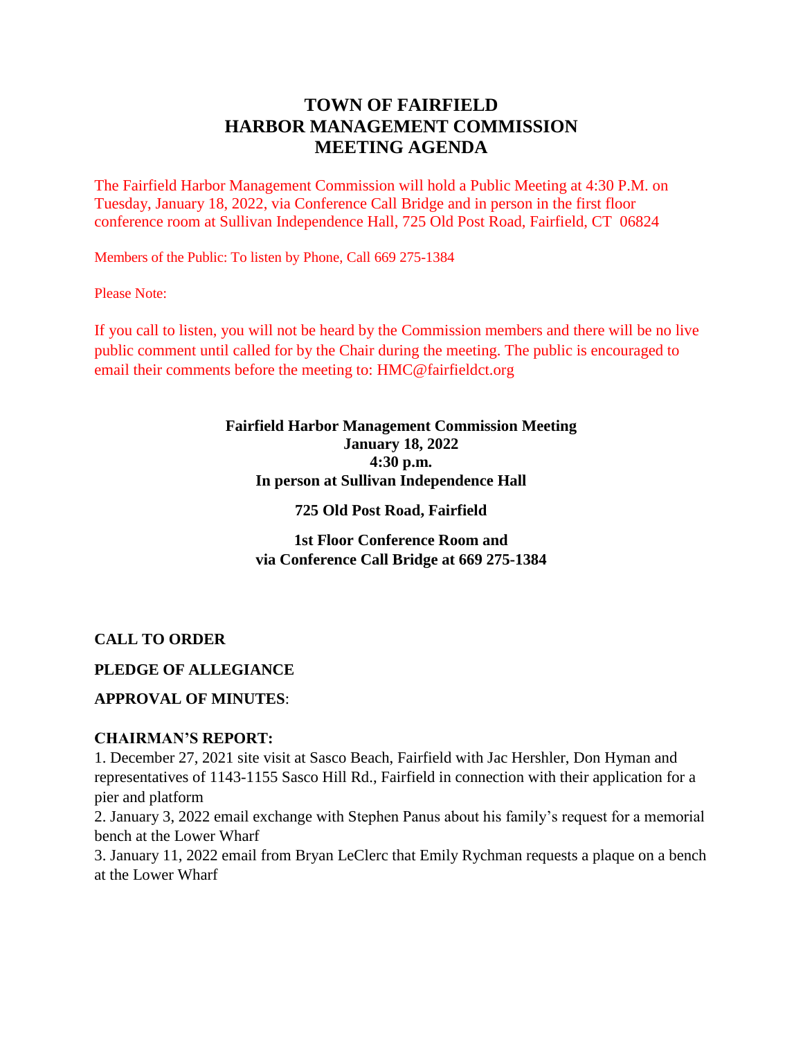# TOWN OF FAIRFIELD
# HARBOR MANAGEMENT COMMISSION
# MEETING AGENDA

The Fairfield Harbor Management Commission will hold a Public Meeting at 4:30 P.M. on Tuesday, January 18, 2022, via Conference Call Bridge and in person in the first floor conference room at Sullivan Independence Hall, 725 Old Post Road, Fairfield, CT 06824

Members of the Public: To listen by Phone, Call 669 275-1384

Please Note:

If you call to listen, you will not be heard by the Commission members and there will be no live public comment until called for by the Chair during the meeting. The public is encouraged to email their comments before the meeting to: HMC@fairfieldct.org

**Fairfield Harbor Management Commission Meeting**
**January 18, 2022**
**4:30 p.m.**
**In person at Sullivan Independence Hall**

**725 Old Post Road, Fairfield**

**1st Floor Conference Room and**
**via Conference Call Bridge at 669 275-1384**

**CALL TO ORDER**

**PLEDGE OF ALLEGIANCE**

**APPROVAL OF MINUTES**:

**CHAIRMAN'S REPORT:**

1. December 27, 2021 site visit at Sasco Beach, Fairfield with Jac Hershler, Don Hyman and representatives of 1143-1155 Sasco Hill Rd., Fairfield in connection with their application for a pier and platform
2. January 3, 2022 email exchange with Stephen Panus about his family's request for a memorial bench at the Lower Wharf
3. January 11, 2022 email from Bryan LeClerc that Emily Rychman requests a plaque on a bench at the Lower Wharf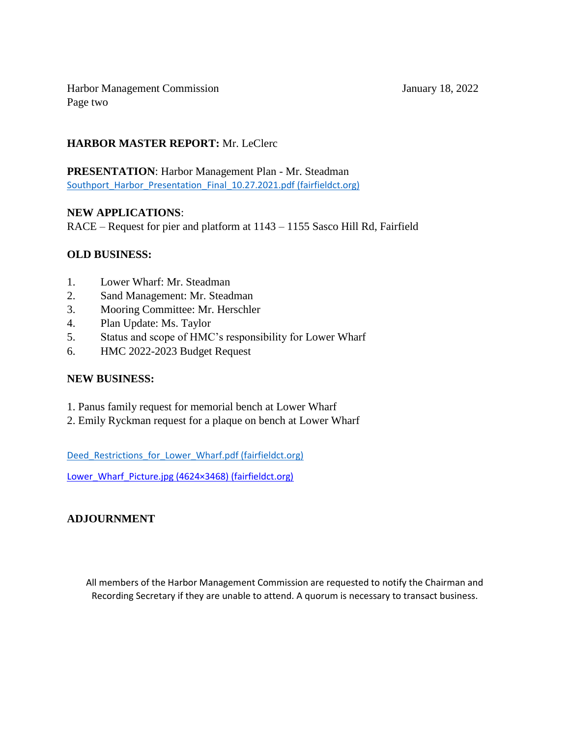**HARBOR MASTER REPORT:** Mr. LeClerc

**PRESENTATION**: Harbor Management Plan - Mr. Steadman
[Southport_Harbor_Presentation_Final_10.27.2021.pdf (fairfieldct.org)]

**NEW APPLICATIONS**:
RACE – Request for pier and platform at 1143 – 1155 Sasco Hill Rd, Fairfield

**OLD BUSINESS:**

1. Lower Wharf: Mr. Steadman
2. Sand Management: Mr. Steadman
3. Mooring Committee: Mr. Herschler
4. Plan Update: Ms. Taylor
5. Status and scope of HMC's responsibility for Lower Wharf
6. HMC 2022-2023 Budget Request

**NEW BUSINESS:**

1. Panus family request for memorial bench at Lower Wharf
2. Emily Ryckman request for a plaque on bench at Lower Wharf

Deed_Restrictions_for_Lower_Wharf.pdf (fairfieldct.org)

Lower_Wharf_Picture.jpg (4624×3468) (fairfieldct.org)

**ADJOURNMENT**

All members of the Harbor Management Commission are requested to notify the Chairman and Recording Secretary if they are unable to attend. A quorum is necessary to transact business.